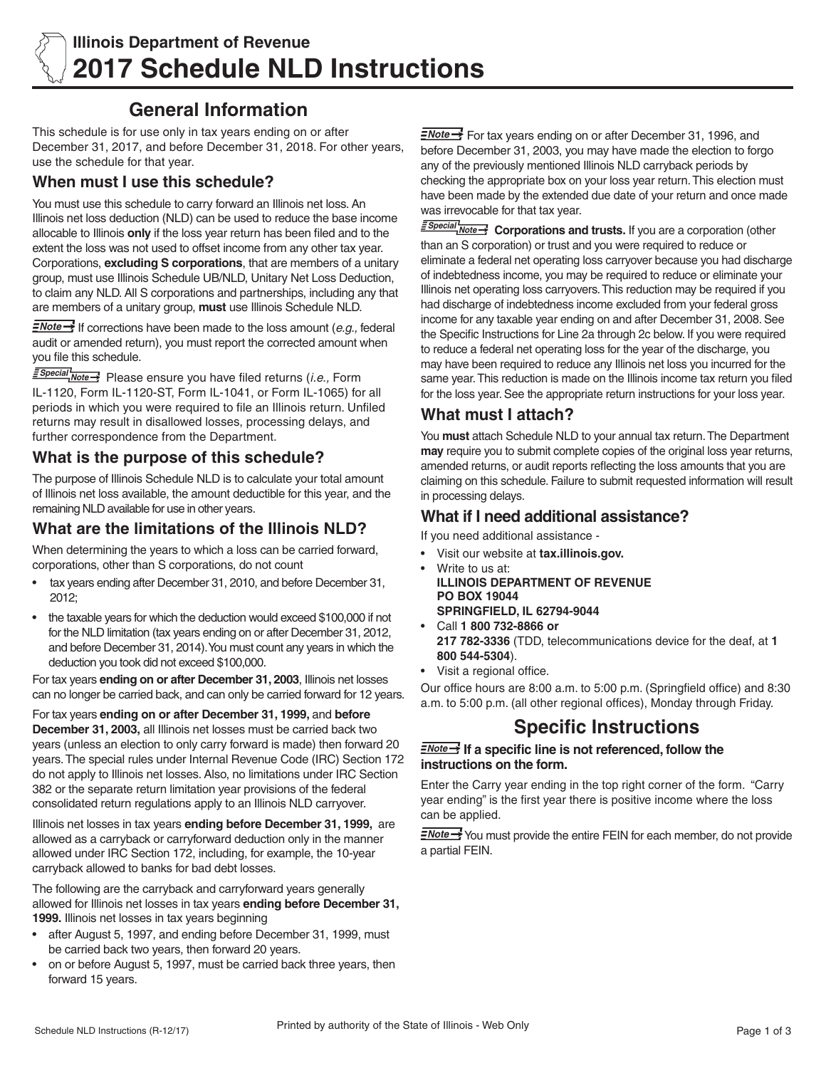# Illinois Department of Revenue
# 2017 Schedule NLD Instructions

## General Information

This schedule is for use only in tax years ending on or after December 31, 2017, and before December 31, 2018. For other years, use the schedule for that year.

### When must I use this schedule?

You must use this schedule to carry forward an Illinois net loss. An Illinois net loss deduction (NLD) can be used to reduce the base income allocable to Illinois **only** if the loss year return has been filed and to the extent the loss was not used to offset income from any other tax year. Corporations, **excluding S corporations**, that are members of a unitary group, must use Illinois Schedule UB/NLD, Unitary Net Loss Deduction, to claim any NLD. All S corporations and partnerships, including any that are members of a unitary group, **must** use Illinois Schedule NLD.

**Note** If corrections have been made to the loss amount (*e.g.,* federal audit or amended return), you must report the corrected amount when you file this schedule.

**Special Note** Please ensure you have filed returns (*i.e.,* Form IL-1120, Form IL-1120-ST, Form IL-1041, or Form IL-1065) for all periods in which you were required to file an Illinois return. Unfiled returns may result in disallowed losses, processing delays, and further correspondence from the Department.

### What is the purpose of this schedule?

The purpose of Illinois Schedule NLD is to calculate your total amount of Illinois net loss available, the amount deductible for this year, and the remaining NLD available for use in other years.

### What are the limitations of the Illinois NLD?

When determining the years to which a loss can be carried forward, corporations, other than S corporations, do not count

- tax years ending after December 31, 2010, and before December 31, 2012;
- the taxable years for which the deduction would exceed $100,000 if not for the NLD limitation (tax years ending on or after December 31, 2012, and before December 31, 2014). You must count any years in which the deduction you took did not exceed $100,000.

For tax years **ending on or after December 31, 2003**, Illinois net losses can no longer be carried back, and can only be carried forward for 12 years.

For tax years **ending on or after December 31, 1999,** and **before December 31, 2003,** all Illinois net losses must be carried back two years (unless an election to only carry forward is made) then forward 20 years. The special rules under Internal Revenue Code (IRC) Section 172 do not apply to Illinois net losses. Also, no limitations under IRC Section 382 or the separate return limitation year provisions of the federal consolidated return regulations apply to an Illinois NLD carryover.

Illinois net losses in tax years **ending before December 31, 1999,** are allowed as a carryback or carryforward deduction only in the manner allowed under IRC Section 172, including, for example, the 10-year carryback allowed to banks for bad debt losses.

The following are the carryback and carryforward years generally allowed for Illinois net losses in tax years **ending before December 31, 1999.** Illinois net losses in tax years beginning

- after August 5, 1997, and ending before December 31, 1999, must be carried back two years, then forward 20 years.
- on or before August 5, 1997, must be carried back three years, then forward 15 years.

**Note** For tax years ending on or after December 31, 1996, and before December 31, 2003, you may have made the election to forgo any of the previously mentioned Illinois NLD carryback periods by checking the appropriate box on your loss year return. This election must have been made by the extended due date of your return and once made was irrevocable for that tax year.

**Special Note** **Corporations and trusts.** If you are a corporation (other than an S corporation) or trust and you were required to reduce or eliminate a federal net operating loss carryover because you had discharge of indebtedness income, you may be required to reduce or eliminate your Illinois net operating loss carryovers. This reduction may be required if you had discharge of indebtedness income excluded from your federal gross income for any taxable year ending on and after December 31, 2008. See the Specific Instructions for Line 2a through 2c below. If you were required to reduce a federal net operating loss for the year of the discharge, you may have been required to reduce any Illinois net loss you incurred for the same year. This reduction is made on the Illinois income tax return you filed for the loss year. See the appropriate return instructions for your loss year.

### What must I attach?

You **must** attach Schedule NLD to your annual tax return. The Department **may** require you to submit complete copies of the original loss year returns, amended returns, or audit reports reflecting the loss amounts that you are claiming on this schedule. Failure to submit requested information will result in processing delays.

### What if I need additional assistance?

If you need additional assistance -

- Visit our website at **tax.illinois.gov.**
- Write to us at:
  **ILLINOIS DEPARTMENT OF REVENUE**
  **PO BOX 19044**
  **SPRINGFIELD, IL 62794-9044**
- Call **1 800 732-8866 or 217 782-3336** (TDD, telecommunications device for the deaf, at **1 800 544-5304**).
- Visit a regional office.

Our office hours are 8:00 a.m. to 5:00 p.m. (Springfield office) and 8:30 a.m. to 5:00 p.m. (all other regional offices), Monday through Friday.

## Specific Instructions

**Note** **If a specific line is not referenced, follow the instructions on the form.**

Enter the Carry year ending in the top right corner of the form. "Carry year ending" is the first year there is positive income where the loss can be applied.

**Note** You must provide the entire FEIN for each member, do not provide a partial FEIN.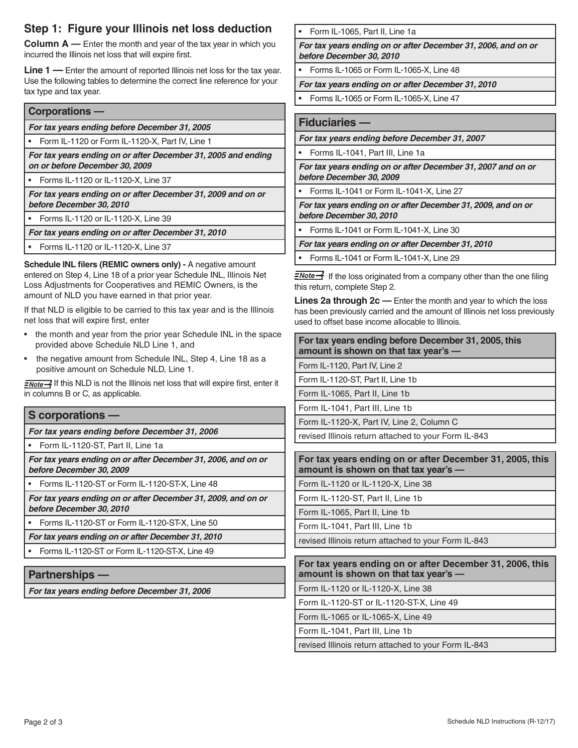## Step 1: Figure your Illinois net loss deduction

**Column A —** Enter the month and year of the tax year in which you incurred the Illinois net loss that will expire first.

**Line 1 —** Enter the amount of reported Illinois net loss for the tax year. Use the following tables to determine the correct line reference for your tax type and tax year.

| Corporations — |
|---|
| *For tax years ending before December 31, 2005* |
| • Form IL-1120 or Form IL-1120-X, Part IV, Line 1 |
| *For tax years ending on or after December 31, 2005 and ending on or before December 30, 2009* |
| • Forms IL-1120 or IL-1120-X, Line 37 |
| *For tax years ending on or after December 31, 2009 and on or before December 30, 2010* |
| • Forms IL-1120 or IL-1120-X, Line 39 |
| *For tax years ending on or after December 31, 2010* |
| • Forms IL-1120 or IL-1120-X, Line 37 |

**Schedule INL filers (REMIC owners only) -** A negative amount entered on Step 4, Line 18 of a prior year Schedule INL, Illinois Net Loss Adjustments for Cooperatives and REMIC Owners, is the amount of NLD you have earned in that prior year.

If that NLD is eligible to be carried to this tax year and is the Illinois net loss that will expire first, enter

- the month and year from the prior year Schedule INL in the space provided above Schedule NLD Line 1, and
- the negative amount from Schedule INL, Step 4, Line 18 as a positive amount on Schedule NLD, Line 1.

**Note →** If this NLD is not the Illinois net loss that will expire first, enter it in columns B or C, as applicable.

| S corporations — |
|---|
| *For tax years ending before December 31, 2006* |
| • Form IL-1120-ST, Part II, Line 1a |
| *For tax years ending on or after December 31, 2006, and on or before December 30, 2009* |
| • Forms IL-1120-ST or Form IL-1120-ST-X, Line 48 |
| *For tax years ending on or after December 31, 2009, and on or before December 30, 2010* |
| • Forms IL-1120-ST or Form IL-1120-ST-X, Line 50 |
| *For tax years ending on or after December 31, 2010* |
| • Forms IL-1120-ST or Form IL-1120-ST-X, Line 49 |

| Partnerships — |
|---|
| *For tax years ending before December 31, 2006* |
| • Form IL-1065, Part II, Line 1a |
| *For tax years ending on or after December 31, 2006, and on or before December 30, 2010* |
| • Forms IL-1065 or Form IL-1065-X, Line 48 |
| *For tax years ending on or after December 31, 2010* |
| • Forms IL-1065 or Form IL-1065-X, Line 47 |

| Fiduciaries — |
|---|
| *For tax years ending before December 31, 2007* |
| • Forms IL-1041, Part III, Line 1a |
| *For tax years ending on or after December 31, 2007 and on or before December 30, 2009* |
| • Forms IL-1041 or Form IL-1041-X, Line 27 |
| *For tax years ending on or after December 31, 2009, and on or before December 30, 2010* |
| • Forms IL-1041 or Form IL-1041-X, Line 30 |
| *For tax years ending on or after December 31, 2010* |
| • Forms IL-1041 or Form IL-1041-X, Line 29 |

**Note →** If the loss originated from a company other than the one filing this return, complete Step 2.

**Lines 2a through 2c —** Enter the month and year to which the loss has been previously carried and the amount of Illinois net loss previously used to offset base income allocable to Illinois.

| For tax years ending before December 31, 2005, this amount is shown on that tax year's — |
|---|
| Form IL-1120, Part IV, Line 2 |
| Form IL-1120-ST, Part II, Line 1b |
| Form IL-1065, Part II, Line 1b |
| Form IL-1041, Part III, Line 1b |
| Form IL-1120-X, Part IV, Line 2, Column C |
| revised Illinois return attached to your Form IL-843 |

| For tax years ending on or after December 31, 2005, this amount is shown on that tax year's — |
|---|
| Form IL-1120 or IL-1120-X, Line 38 |
| Form IL-1120-ST, Part II, Line 1b |
| Form IL-1065, Part II, Line 1b |
| Form IL-1041, Part III, Line 1b |
| revised Illinois return attached to your Form IL-843 |

| For tax years ending on or after December 31, 2006, this amount is shown on that tax year's — |
|---|
| Form IL-1120 or IL-1120-X, Line 38 |
| Form IL-1120-ST or IL-1120-ST-X, Line 49 |
| Form IL-1065 or IL-1065-X, Line 49 |
| Form IL-1041, Part III, Line 1b |
| revised Illinois return attached to your Form IL-843 |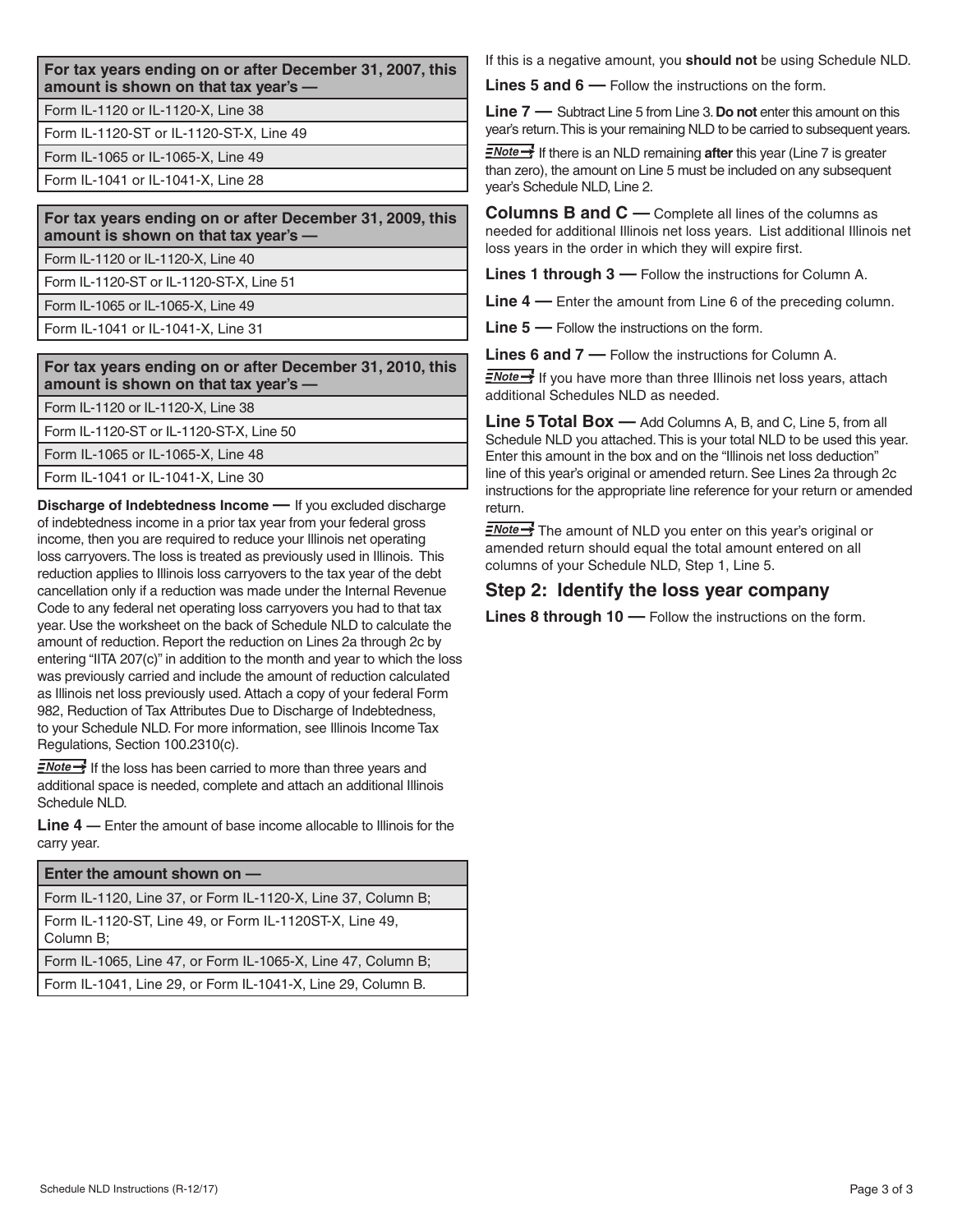| For tax years ending on or after December 31, 2007, this amount is shown on that tax year's — |
|---|
| Form IL-1120 or IL-1120-X, Line 38 |
| Form IL-1120-ST or IL-1120-ST-X, Line 49 |
| Form IL-1065 or IL-1065-X, Line 49 |
| Form IL-1041 or IL-1041-X, Line 28 |

| For tax years ending on or after December 31, 2009, this amount is shown on that tax year's — |
|---|
| Form IL-1120 or IL-1120-X, Line 40 |
| Form IL-1120-ST or IL-1120-ST-X, Line 51 |
| Form IL-1065 or IL-1065-X, Line 49 |
| Form IL-1041 or IL-1041-X, Line 31 |

| For tax years ending on or after December 31, 2010, this amount is shown on that tax year's — |
|---|
| Form IL-1120 or IL-1120-X, Line 38 |
| Form IL-1120-ST or IL-1120-ST-X, Line 50 |
| Form IL-1065 or IL-1065-X, Line 48 |
| Form IL-1041 or IL-1041-X, Line 30 |

**Discharge of Indebtedness Income —** If you excluded discharge of indebtedness income in a prior tax year from your federal gross income, then you are required to reduce your Illinois net operating loss carryovers. The loss is treated as previously used in Illinois. This reduction applies to Illinois loss carryovers to the tax year of the debt cancellation only if a reduction was made under the Internal Revenue Code to any federal net operating loss carryovers you had to that tax year. Use the worksheet on the back of Schedule NLD to calculate the amount of reduction. Report the reduction on Lines 2a through 2c by entering "IITA 207(c)" in addition to the month and year to which the loss was previously carried and include the amount of reduction calculated as Illinois net loss previously used. Attach a copy of your federal Form 982, Reduction of Tax Attributes Due to Discharge of Indebtedness, to your Schedule NLD. For more information, see Illinois Income Tax Regulations, Section 100.2310(c).

**Note** If the loss has been carried to more than three years and additional space is needed, complete and attach an additional Illinois Schedule NLD.

**Line 4 —** Enter the amount of base income allocable to Illinois for the carry year.

| Enter the amount shown on — |
|---|
| Form IL-1120, Line 37, or Form IL-1120-X, Line 37, Column B; |
| Form IL-1120-ST, Line 49, or Form IL-1120ST-X, Line 49, Column B; |
| Form IL-1065, Line 47, or Form IL-1065-X, Line 47, Column B; |
| Form IL-1041, Line 29, or Form IL-1041-X, Line 29, Column B. |

If this is a negative amount, you **should not** be using Schedule NLD.

**Lines 5 and 6 —** Follow the instructions on the form.

**Line 7 —** Subtract Line 5 from Line 3. **Do not** enter this amount on this year's return. This is your remaining NLD to be carried to subsequent years.

**Note** If there is an NLD remaining **after** this year (Line 7 is greater than zero), the amount on Line 5 must be included on any subsequent year's Schedule NLD, Line 2.

**Columns B and C —** Complete all lines of the columns as needed for additional Illinois net loss years. List additional Illinois net loss years in the order in which they will expire first.

**Lines 1 through 3 —** Follow the instructions for Column A.

**Line 4 —** Enter the amount from Line 6 of the preceding column.

**Line 5 —** Follow the instructions on the form.

**Lines 6 and 7 —** Follow the instructions for Column A.

**Note** If you have more than three Illinois net loss years, attach additional Schedules NLD as needed.

**Line 5 Total Box —** Add Columns A, B, and C, Line 5, from all Schedule NLD you attached. This is your total NLD to be used this year. Enter this amount in the box and on the "Illinois net loss deduction" line of this year's original or amended return. See Lines 2a through 2c instructions for the appropriate line reference for your return or amended return.

**Note** The amount of NLD you enter on this year's original or amended return should equal the total amount entered on all columns of your Schedule NLD, Step 1, Line 5.

## Step 2: Identify the loss year company

**Lines 8 through 10 —** Follow the instructions on the form.